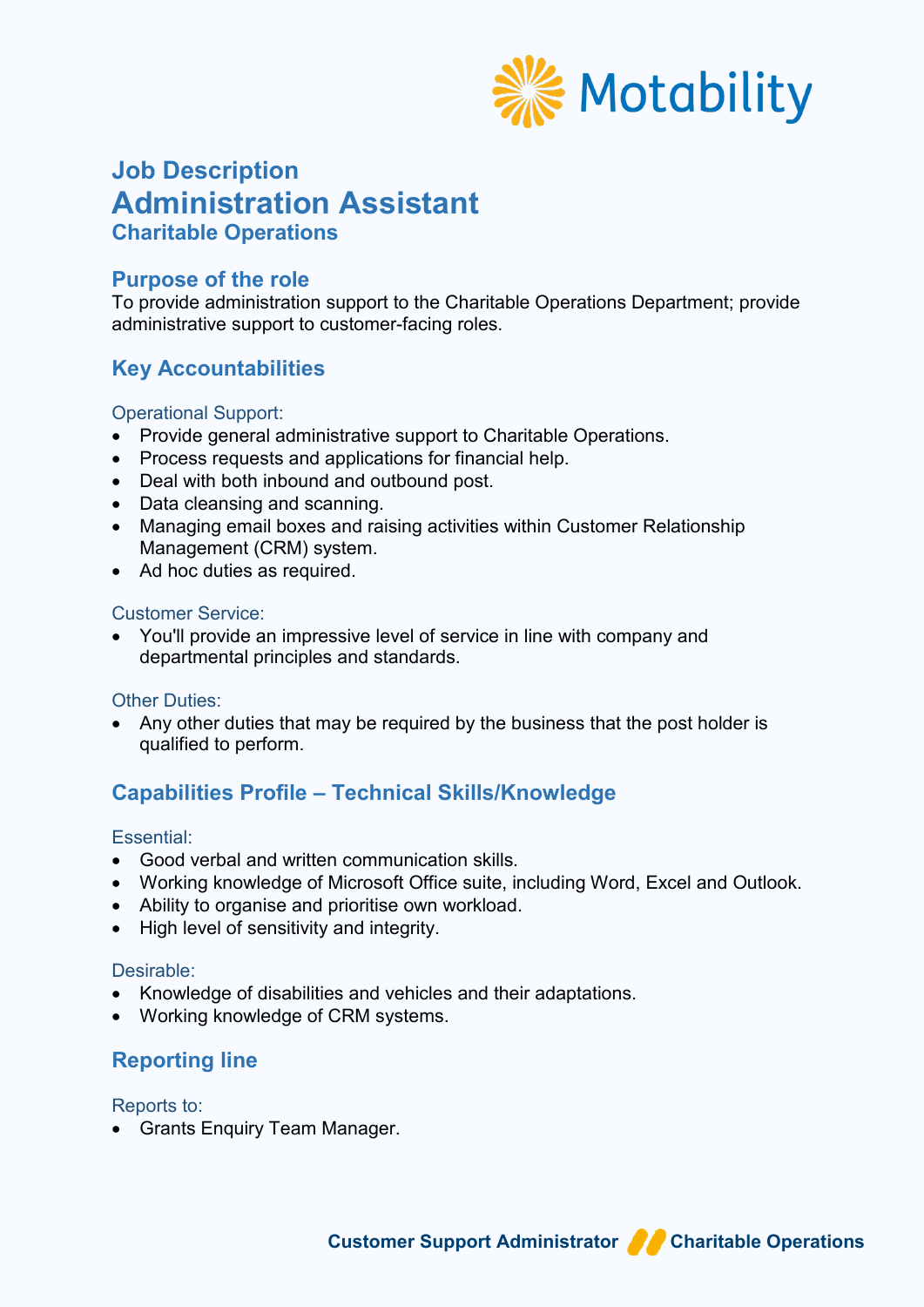# Job Description

# Administration Assistant

### Charitable Operations

## Purpose of the role

To provide administration support to the Charitable Operations Department; provide administrative support to customer-facing roles.

## Key Accountabilities

### Operational Support:

- Provide general administrative support to Charitable Operations.
- Process requests and applications for financial help.
- Deal with both inbound and outbound post.
- Data cleansing and scanning.
- Managing email boxes and raising activities within Customer Relationship Management (CRM) system.
- Ad hoc duties as required.

### Customer Service:

- You'll provide an impressive level of service in line with company and departmental principles and standards.

### Other Duties:

- Any other duties that may be required by the business that the post holder is qualified to perform.

## Capabilities Profile – Technical Skills/Knowledge

### Essential:

- Good verbal and written communication skills.
- Working knowledge of Microsoft Office suite, including Word, Excel and Outlook.
- Ability to organise and prioritise own workload.
- High level of sensitivity and integrity.

### Desirable:

- Knowledge of disabilities and vehicles and their adaptations.
- Working knowledge of CRM systems.

## Reporting line

### Reports to:

- Grants Enquiry Team Manager.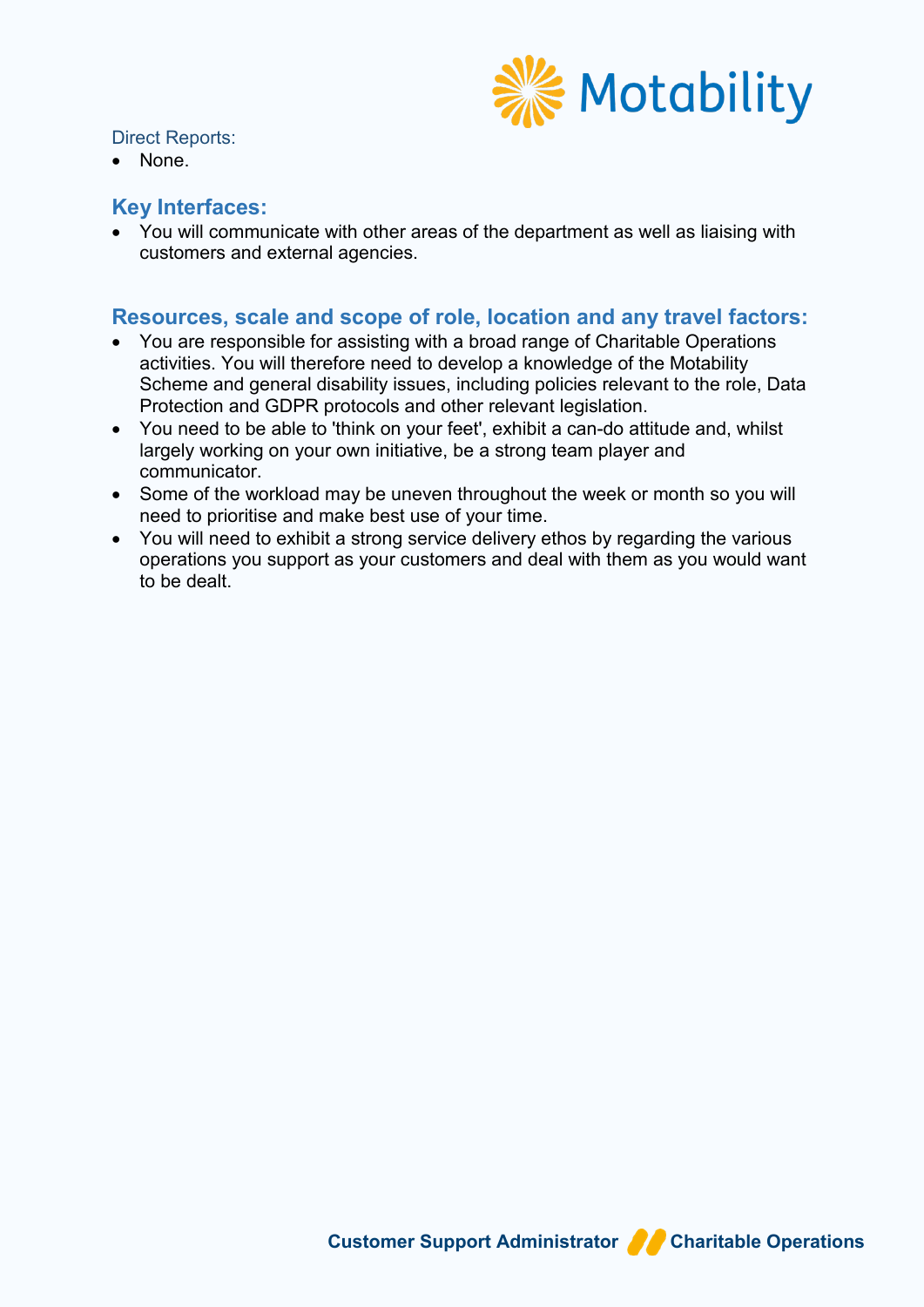Direct Reports:

- None.

## Key Interfaces:

- You will communicate with other areas of the department as well as liaising with customers and external agencies.

## Resources, scale and scope of role, location and any travel factors:

- You are responsible for assisting with a broad range of Charitable Operations activities. You will therefore need to develop a knowledge of the Motability Scheme and general disability issues, including policies relevant to the role, Data Protection and GDPR protocols and other relevant legislation.
- You need to be able to 'think on your feet', exhibit a can-do attitude and, whilst largely working on your own initiative, be a strong team player and communicator.
- Some of the workload may be uneven throughout the week or month so you will need to prioritise and make best use of your time.
- You will need to exhibit a strong service delivery ethos by regarding the various operations you support as your customers and deal with them as you would want to be dealt.